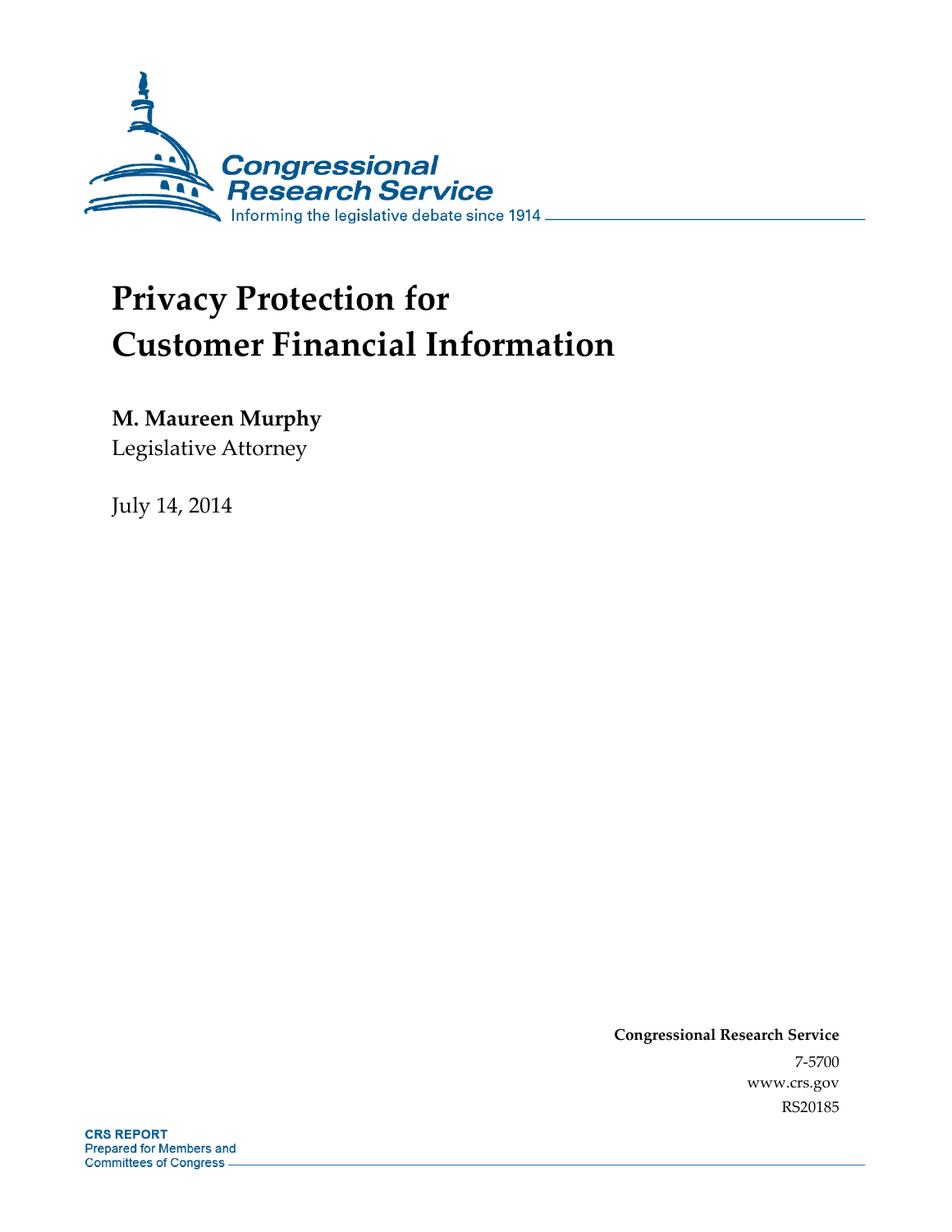Congressional Research Service

Informing the legislative debate since 1914

# Privacy Protection for Customer Financial Information

**M. Maureen Murphy**

Legislative Attorney

July 14, 2014

**Congressional Research Service**

7-5700

www.crs.gov

RS20185

**CRS REPORT**

Prepared for Members and Committees of Congress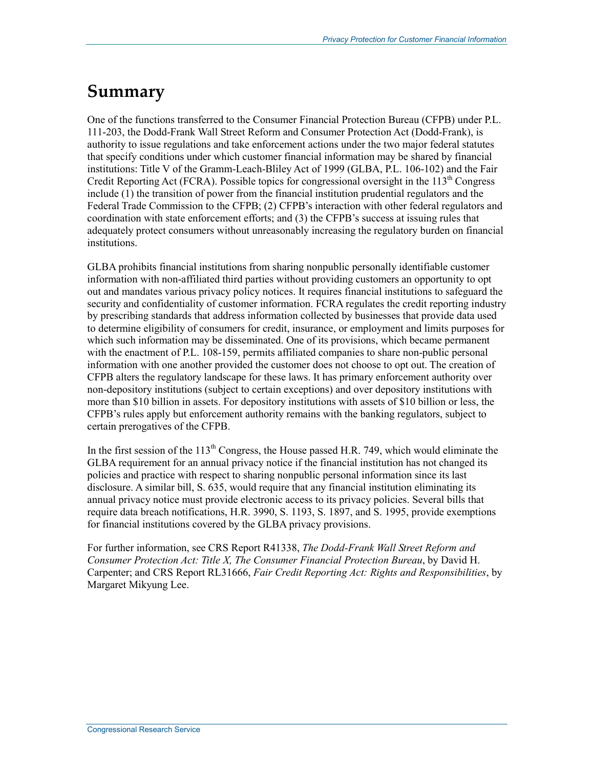# Summary

One of the functions transferred to the Consumer Financial Protection Bureau (CFPB) under P.L. 111-203, the Dodd-Frank Wall Street Reform and Consumer Protection Act (Dodd-Frank), is authority to issue regulations and take enforcement actions under the two major federal statutes that specify conditions under which customer financial information may be shared by financial institutions: Title V of the Gramm-Leach-Bliley Act of 1999 (GLBA, P.L. 106-102) and the Fair Credit Reporting Act (FCRA). Possible topics for congressional oversight in the 113th Congress include (1) the transition of power from the financial institution prudential regulators and the Federal Trade Commission to the CFPB; (2) CFPB's interaction with other federal regulators and coordination with state enforcement efforts; and (3) the CFPB's success at issuing rules that adequately protect consumers without unreasonably increasing the regulatory burden on financial institutions.

GLBA prohibits financial institutions from sharing nonpublic personally identifiable customer information with non-affiliated third parties without providing customers an opportunity to opt out and mandates various privacy policy notices. It requires financial institutions to safeguard the security and confidentiality of customer information. FCRA regulates the credit reporting industry by prescribing standards that address information collected by businesses that provide data used to determine eligibility of consumers for credit, insurance, or employment and limits purposes for which such information may be disseminated. One of its provisions, which became permanent with the enactment of P.L. 108-159, permits affiliated companies to share non-public personal information with one another provided the customer does not choose to opt out. The creation of CFPB alters the regulatory landscape for these laws. It has primary enforcement authority over non-depository institutions (subject to certain exceptions) and over depository institutions with more than $10 billion in assets. For depository institutions with assets of $10 billion or less, the CFPB's rules apply but enforcement authority remains with the banking regulators, subject to certain prerogatives of the CFPB.

In the first session of the 113th Congress, the House passed H.R. 749, which would eliminate the GLBA requirement for an annual privacy notice if the financial institution has not changed its policies and practice with respect to sharing nonpublic personal information since its last disclosure. A similar bill, S. 635, would require that any financial institution eliminating its annual privacy notice must provide electronic access to its privacy policies. Several bills that require data breach notifications, H.R. 3990, S. 1193, S. 1897, and S. 1995, provide exemptions for financial institutions covered by the GLBA privacy provisions.

For further information, see CRS Report R41338, *The Dodd-Frank Wall Street Reform and Consumer Protection Act: Title X, The Consumer Financial Protection Bureau*, by David H. Carpenter; and CRS Report RL31666, *Fair Credit Reporting Act: Rights and Responsibilities*, by Margaret Mikyung Lee.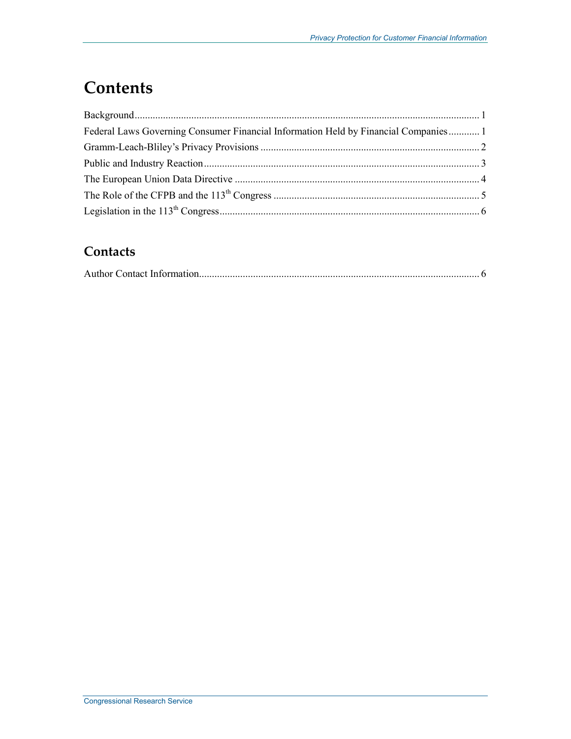# Contents

Background .......................................................................................................................................... 1

Federal Laws Governing Consumer Financial Information Held by Financial Companies ............ 1

Gramm-Leach-Bliley's Privacy Provisions ..................................................................................... 2

Public and Industry Reaction ........................................................................................................... 3

The European Union Data Directive ............................................................................................... 4

The Role of the CFPB and the 113th Congress ................................................................................ 5

Legislation in the 113th Congress..................................................................................................... 6

## Contacts

Author Contact Information............................................................................................................. 6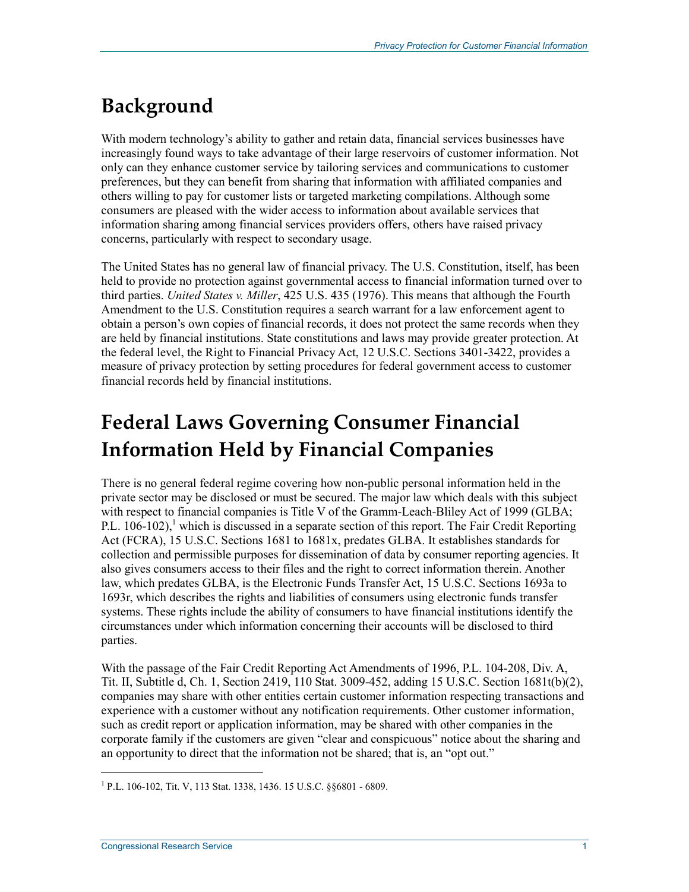# Background

With modern technology's ability to gather and retain data, financial services businesses have increasingly found ways to take advantage of their large reservoirs of customer information. Not only can they enhance customer service by tailoring services and communications to customer preferences, but they can benefit from sharing that information with affiliated companies and others willing to pay for customer lists or targeted marketing compilations. Although some consumers are pleased with the wider access to information about available services that information sharing among financial services providers offers, others have raised privacy concerns, particularly with respect to secondary usage.

The United States has no general law of financial privacy. The U.S. Constitution, itself, has been held to provide no protection against governmental access to financial information turned over to third parties. *United States v. Miller*, 425 U.S. 435 (1976). This means that although the Fourth Amendment to the U.S. Constitution requires a search warrant for a law enforcement agent to obtain a person's own copies of financial records, it does not protect the same records when they are held by financial institutions. State constitutions and laws may provide greater protection. At the federal level, the Right to Financial Privacy Act, 12 U.S.C. Sections 3401-3422, provides a measure of privacy protection by setting procedures for federal government access to customer financial records held by financial institutions.

# Federal Laws Governing Consumer Financial Information Held by Financial Companies

There is no general federal regime covering how non-public personal information held in the private sector may be disclosed or must be secured. The major law which deals with this subject with respect to financial companies is Title V of the Gramm-Leach-Bliley Act of 1999 (GLBA; P.L. 106-102),[1] which is discussed in a separate section of this report. The Fair Credit Reporting Act (FCRA), 15 U.S.C. Sections 1681 to 1681x, predates GLBA. It establishes standards for collection and permissible purposes for dissemination of data by consumer reporting agencies. It also gives consumers access to their files and the right to correct information therein. Another law, which predates GLBA, is the Electronic Funds Transfer Act, 15 U.S.C. Sections 1693a to 1693r, which describes the rights and liabilities of consumers using electronic funds transfer systems. These rights include the ability of consumers to have financial institutions identify the circumstances under which information concerning their accounts will be disclosed to third parties.

With the passage of the Fair Credit Reporting Act Amendments of 1996, P.L. 104-208, Div. A, Tit. II, Subtitle d, Ch. 1, Section 2419, 110 Stat. 3009-452, adding 15 U.S.C. Section 1681t(b)(2), companies may share with other entities certain customer information respecting transactions and experience with a customer without any notification requirements. Other customer information, such as credit report or application information, may be shared with other companies in the corporate family if the customers are given "clear and conspicuous" notice about the sharing and an opportunity to direct that the information not be shared; that is, an "opt out."

[1] P.L. 106-102, Tit. V, 113 Stat. 1338, 1436. 15 U.S.C. §§6801 - 6809.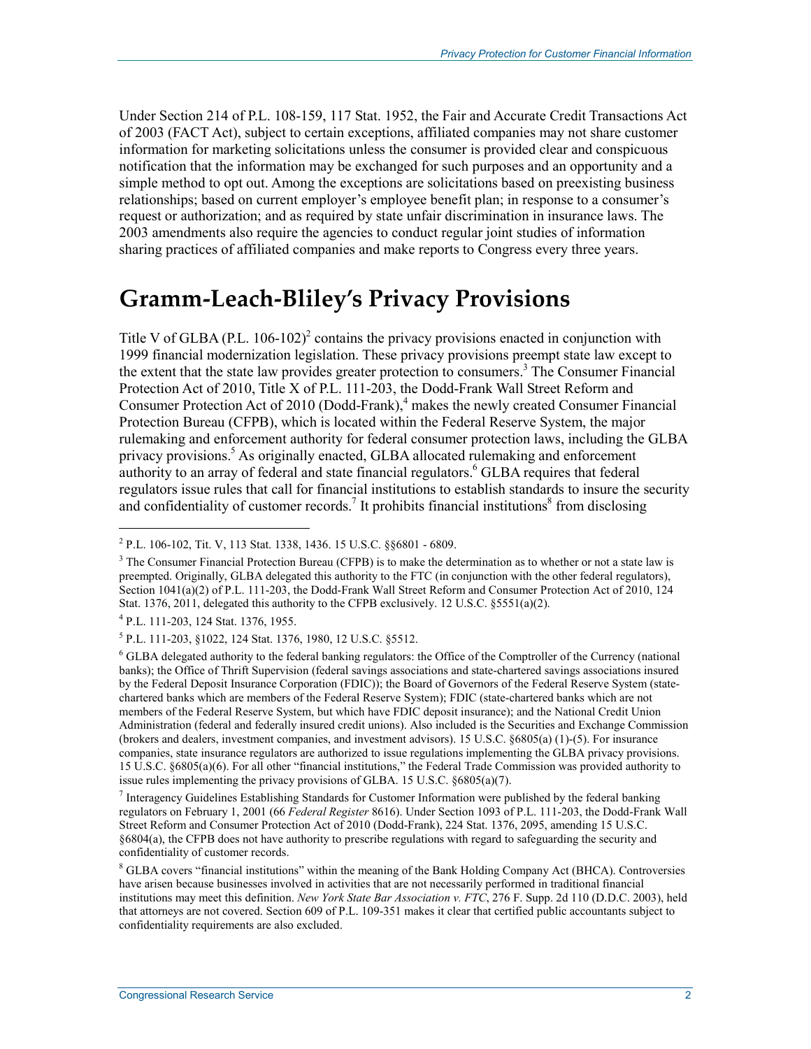Under Section 214 of P.L. 108-159, 117 Stat. 1952, the Fair and Accurate Credit Transactions Act of 2003 (FACT Act), subject to certain exceptions, affiliated companies may not share customer information for marketing solicitations unless the consumer is provided clear and conspicuous notification that the information may be exchanged for such purposes and an opportunity and a simple method to opt out. Among the exceptions are solicitations based on preexisting business relationships; based on current employer's employee benefit plan; in response to a consumer's request or authorization; and as required by state unfair discrimination in insurance laws. The 2003 amendments also require the agencies to conduct regular joint studies of information sharing practices of affiliated companies and make reports to Congress every three years.

# Gramm-Leach-Bliley's Privacy Provisions

Title V of GLBA (P.L. 106-102)[2] contains the privacy provisions enacted in conjunction with 1999 financial modernization legislation. These privacy provisions preempt state law except to the extent that the state law provides greater protection to consumers.[3] The Consumer Financial Protection Act of 2010, Title X of P.L. 111-203, the Dodd-Frank Wall Street Reform and Consumer Protection Act of 2010 (Dodd-Frank),[4] makes the newly created Consumer Financial Protection Bureau (CFPB), which is located within the Federal Reserve System, the major rulemaking and enforcement authority for federal consumer protection laws, including the GLBA privacy provisions.[5] As originally enacted, GLBA allocated rulemaking and enforcement authority to an array of federal and state financial regulators.[6] GLBA requires that federal regulators issue rules that call for financial institutions to establish standards to insure the security and confidentiality of customer records.[7] It prohibits financial institutions[8] from disclosing

---

[2] P.L. 106-102, Tit. V, 113 Stat. 1338, 1436. 15 U.S.C. §§6801 - 6809.

[3] The Consumer Financial Protection Bureau (CFPB) is to make the determination as to whether or not a state law is preempted. Originally, GLBA delegated this authority to the FTC (in conjunction with the other federal regulators), Section 1041(a)(2) of P.L. 111-203, the Dodd-Frank Wall Street Reform and Consumer Protection Act of 2010, 124 Stat. 1376, 2011, delegated this authority to the CFPB exclusively. 12 U.S.C. §5551(a)(2).

[4] P.L. 111-203, 124 Stat. 1376, 1955.

[5] P.L. 111-203, §1022, 124 Stat. 1376, 1980, 12 U.S.C. §5512.

[6] GLBA delegated authority to the federal banking regulators: the Office of the Comptroller of the Currency (national banks); the Office of Thrift Supervision (federal savings associations and state-chartered savings associations insured by the Federal Deposit Insurance Corporation (FDIC)); the Board of Governors of the Federal Reserve System (state-chartered banks which are members of the Federal Reserve System); FDIC (state-chartered banks which are not members of the Federal Reserve System, but which have FDIC deposit insurance); and the National Credit Union Administration (federal and federally insured credit unions). Also included is the Securities and Exchange Commission (brokers and dealers, investment companies, and investment advisors). 15 U.S.C. §6805(a) (1)-(5). For insurance companies, state insurance regulators are authorized to issue regulations implementing the GLBA privacy provisions. 15 U.S.C. §6805(a)(6). For all other "financial institutions," the Federal Trade Commission was provided authority to issue rules implementing the privacy provisions of GLBA. 15 U.S.C. §6805(a)(7).

[7] Interagency Guidelines Establishing Standards for Customer Information were published by the federal banking regulators on February 1, 2001 (66 *Federal Register* 8616). Under Section 1093 of P.L. 111-203, the Dodd-Frank Wall Street Reform and Consumer Protection Act of 2010 (Dodd-Frank), 224 Stat. 1376, 2095, amending 15 U.S.C. §6804(a), the CFPB does not have authority to prescribe regulations with regard to safeguarding the security and confidentiality of customer records.

[8] GLBA covers "financial institutions" within the meaning of the Bank Holding Company Act (BHCA). Controversies have arisen because businesses involved in activities that are not necessarily performed in traditional financial institutions may meet this definition. *New York State Bar Association v. FTC*, 276 F. Supp. 2d 110 (D.D.C. 2003), held that attorneys are not covered. Section 609 of P.L. 109-351 makes it clear that certified public accountants subject to confidentiality requirements are also excluded.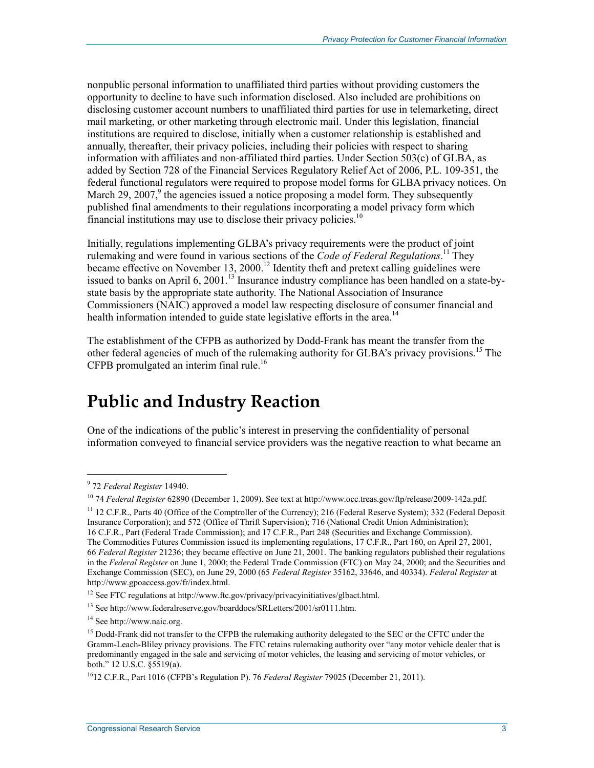nonpublic personal information to unaffiliated third parties without providing customers the opportunity to decline to have such information disclosed. Also included are prohibitions on disclosing customer account numbers to unaffiliated third parties for use in telemarketing, direct mail marketing, or other marketing through electronic mail. Under this legislation, financial institutions are required to disclose, initially when a customer relationship is established and annually, thereafter, their privacy policies, including their policies with respect to sharing information with affiliates and non-affiliated third parties. Under Section 503(c) of GLBA, as added by Section 728 of the Financial Services Regulatory Relief Act of 2006, P.L. 109-351, the federal functional regulators were required to propose model forms for GLBA privacy notices. On March 29, 2007,[9] the agencies issued a notice proposing a model form. They subsequently published final amendments to their regulations incorporating a model privacy form which financial institutions may use to disclose their privacy policies.[10]

Initially, regulations implementing GLBA's privacy requirements were the product of joint rulemaking and were found in various sections of the *Code of Federal Regulations*.[11] They became effective on November 13, 2000.[12] Identity theft and pretext calling guidelines were issued to banks on April 6, 2001.[13] Insurance industry compliance has been handled on a state-by-state basis by the appropriate state authority. The National Association of Insurance Commissioners (NAIC) approved a model law respecting disclosure of consumer financial and health information intended to guide state legislative efforts in the area.[14]

The establishment of the CFPB as authorized by Dodd-Frank has meant the transfer from the other federal agencies of much of the rulemaking authority for GLBA's privacy provisions.[15] The CFPB promulgated an interim final rule.[16]

# Public and Industry Reaction

One of the indications of the public's interest in preserving the confidentiality of personal information conveyed to financial service providers was the negative reaction to what became an

---

[9] 72 *Federal Register* 14940.

[10] 74 *Federal Register* 62890 (December 1, 2009). See text at http://www.occ.treas.gov/ftp/release/2009-142a.pdf.

[11] 12 C.F.R., Parts 40 (Office of the Comptroller of the Currency); 216 (Federal Reserve System); 332 (Federal Deposit Insurance Corporation); and 572 (Office of Thrift Supervision); 716 (National Credit Union Administration); 16 C.F.R., Part (Federal Trade Commission); and 17 C.F.R., Part 248 (Securities and Exchange Commission). The Commodities Futures Commission issued its implementing regulations, 17 C.F.R., Part 160, on April 27, 2001, 66 *Federal Register* 21236; they became effective on June 21, 2001. The banking regulators published their regulations in the *Federal Register* on June 1, 2000; the Federal Trade Commission (FTC) on May 24, 2000; and the Securities and Exchange Commission (SEC), on June 29, 2000 (65 *Federal Register* 35162, 33646, and 40334). *Federal Register* at http://www.gpoaccess.gov/fr/index.html.

[12] See FTC regulations at http://www.ftc.gov/privacy/privacyinitiatives/glbact.html.

[13] See http://www.federalreserve.gov/boarddocs/SRLetters/2001/sr0111.htm.

[14] See http://www.naic.org.

[15] Dodd-Frank did not transfer to the CFPB the rulemaking authority delegated to the SEC or the CFTC under the Gramm-Leach-Bliley privacy provisions. The FTC retains rulemaking authority over "any motor vehicle dealer that is predominantly engaged in the sale and servicing of motor vehicles, the leasing and servicing of motor vehicles, or both." 12 U.S.C. §5519(a).

[16] 12 C.F.R., Part 1016 (CFPB's Regulation P). 76 *Federal Register* 79025 (December 21, 2011).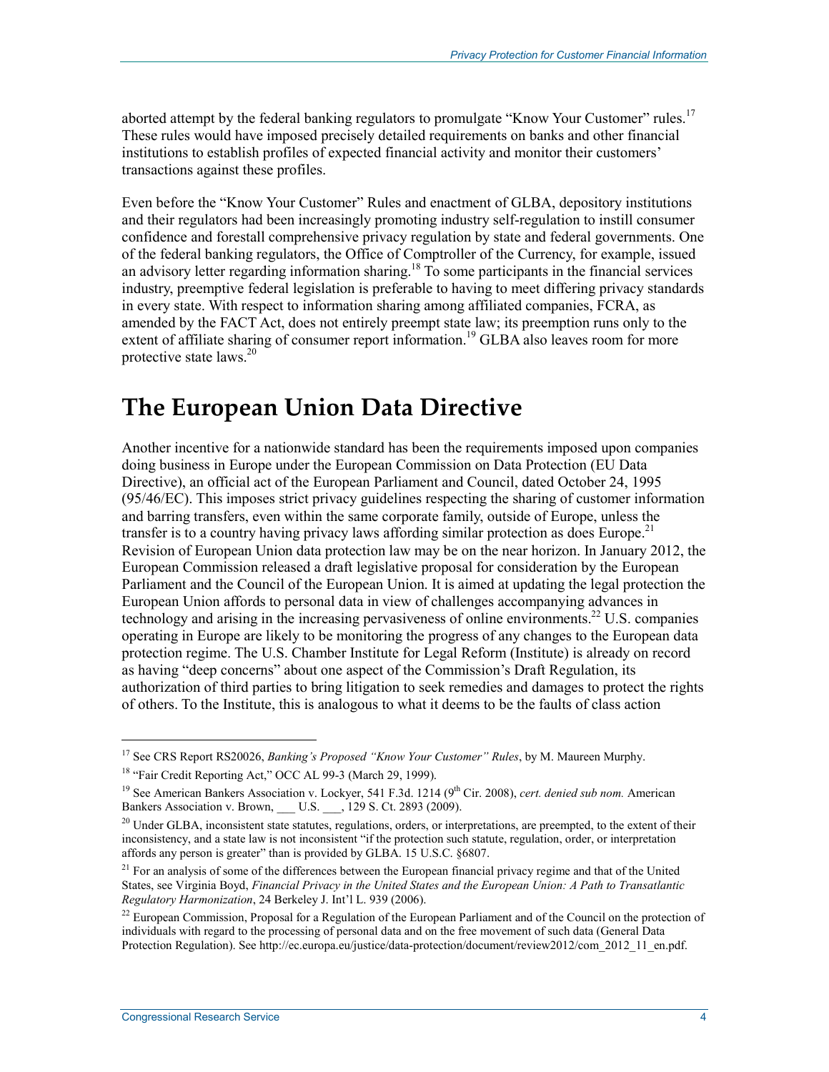aborted attempt by the federal banking regulators to promulgate "Know Your Customer" rules.[17] These rules would have imposed precisely detailed requirements on banks and other financial institutions to establish profiles of expected financial activity and monitor their customers' transactions against these profiles.

Even before the "Know Your Customer" Rules and enactment of GLBA, depository institutions and their regulators had been increasingly promoting industry self-regulation to instill consumer confidence and forestall comprehensive privacy regulation by state and federal governments. One of the federal banking regulators, the Office of Comptroller of the Currency, for example, issued an advisory letter regarding information sharing.[18] To some participants in the financial services industry, preemptive federal legislation is preferable to having to meet differing privacy standards in every state. With respect to information sharing among affiliated companies, FCRA, as amended by the FACT Act, does not entirely preempt state law; its preemption runs only to the extent of affiliate sharing of consumer report information.[19] GLBA also leaves room for more protective state laws.[20]

# The European Union Data Directive

Another incentive for a nationwide standard has been the requirements imposed upon companies doing business in Europe under the European Commission on Data Protection (EU Data Directive), an official act of the European Parliament and Council, dated October 24, 1995 (95/46/EC). This imposes strict privacy guidelines respecting the sharing of customer information and barring transfers, even within the same corporate family, outside of Europe, unless the transfer is to a country having privacy laws affording similar protection as does Europe.[21] Revision of European Union data protection law may be on the near horizon. In January 2012, the European Commission released a draft legislative proposal for consideration by the European Parliament and the Council of the European Union. It is aimed at updating the legal protection the European Union affords to personal data in view of challenges accompanying advances in technology and arising in the increasing pervasiveness of online environments.[22] U.S. companies operating in Europe are likely to be monitoring the progress of any changes to the European data protection regime. The U.S. Chamber Institute for Legal Reform (Institute) is already on record as having "deep concerns" about one aspect of the Commission's Draft Regulation, its authorization of third parties to bring litigation to seek remedies and damages to protect the rights of others. To the Institute, this is analogous to what it deems to be the faults of class action

---

[17] See CRS Report RS20026, *Banking's Proposed "Know Your Customer" Rules*, by M. Maureen Murphy.

[18] "Fair Credit Reporting Act," OCC AL 99-3 (March 29, 1999).

[19] See American Bankers Association v. Lockyer, 541 F.3d. 1214 (9th Cir. 2008), *cert. denied sub nom.* American Bankers Association v. Brown, ___ U.S. ___, 129 S. Ct. 2893 (2009).

[20] Under GLBA, inconsistent state statutes, regulations, orders, or interpretations, are preempted, to the extent of their inconsistency, and a state law is not inconsistent "if the protection such statute, regulation, order, or interpretation affords any person is greater" than is provided by GLBA. 15 U.S.C. §6807.

[21] For an analysis of some of the differences between the European financial privacy regime and that of the United States, see Virginia Boyd, *Financial Privacy in the United States and the European Union: A Path to Transatlantic Regulatory Harmonization*, 24 Berkeley J. Int'l L. 939 (2006).

[22] European Commission, Proposal for a Regulation of the European Parliament and of the Council on the protection of individuals with regard to the processing of personal data and on the free movement of such data (General Data Protection Regulation). See http://ec.europa.eu/justice/data-protection/document/review2012/com_2012_11_en.pdf.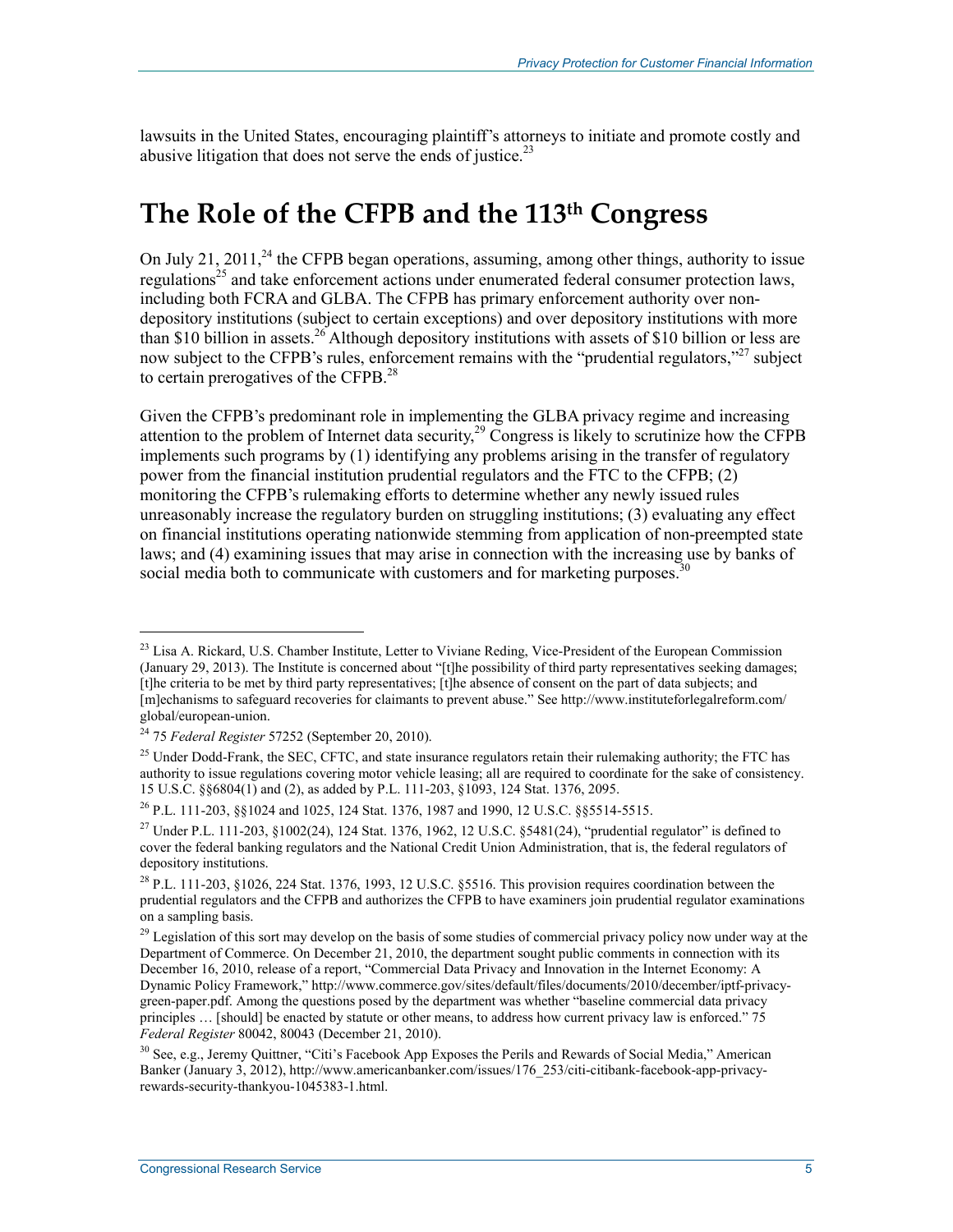lawsuits in the United States, encouraging plaintiff's attorneys to initiate and promote costly and abusive litigation that does not serve the ends of justice.[23]

# The Role of the CFPB and the 113th Congress

On July 21, 2011,[24] the CFPB began operations, assuming, among other things, authority to issue regulations[25] and take enforcement actions under enumerated federal consumer protection laws, including both FCRA and GLBA. The CFPB has primary enforcement authority over non-depository institutions (subject to certain exceptions) and over depository institutions with more than $10 billion in assets.[26] Although depository institutions with assets of $10 billion or less are now subject to the CFPB's rules, enforcement remains with the "prudential regulators,"[27] subject to certain prerogatives of the CFPB.[28]

Given the CFPB's predominant role in implementing the GLBA privacy regime and increasing attention to the problem of Internet data security,[29] Congress is likely to scrutinize how the CFPB implements such programs by (1) identifying any problems arising in the transfer of regulatory power from the financial institution prudential regulators and the FTC to the CFPB; (2) monitoring the CFPB's rulemaking efforts to determine whether any newly issued rules unreasonably increase the regulatory burden on struggling institutions; (3) evaluating any effect on financial institutions operating nationwide stemming from application of non-preempted state laws; and (4) examining issues that may arise in connection with the increasing use by banks of social media both to communicate with customers and for marketing purposes.[30]

---

[23] Lisa A. Rickard, U.S. Chamber Institute, Letter to Viviane Reding, Vice-President of the European Commission (January 29, 2013). The Institute is concerned about "[t]he possibility of third party representatives seeking damages; [t]he criteria to be met by third party representatives; [t]he absence of consent on the part of data subjects; and [m]echanisms to safeguard recoveries for claimants to prevent abuse." See http://www.instituteforlegalreform.com/global/european-union.

[24] 75 *Federal Register* 57252 (September 20, 2010).

[25] Under Dodd-Frank, the SEC, CFTC, and state insurance regulators retain their rulemaking authority; the FTC has authority to issue regulations covering motor vehicle leasing; all are required to coordinate for the sake of consistency. 15 U.S.C. §§6804(1) and (2), as added by P.L. 111-203, §1093, 124 Stat. 1376, 2095.

[26] P.L. 111-203, §§1024 and 1025, 124 Stat. 1376, 1987 and 1990, 12 U.S.C. §§5514-5515.

[27] Under P.L. 111-203, §1002(24), 124 Stat. 1376, 1962, 12 U.S.C. §5481(24), "prudential regulator" is defined to cover the federal banking regulators and the National Credit Union Administration, that is, the federal regulators of depository institutions.

[28] P.L. 111-203, §1026, 224 Stat. 1376, 1993, 12 U.S.C. §5516. This provision requires coordination between the prudential regulators and the CFPB and authorizes the CFPB to have examiners join prudential regulator examinations on a sampling basis.

[29] Legislation of this sort may develop on the basis of some studies of commercial privacy policy now under way at the Department of Commerce. On December 21, 2010, the department sought public comments in connection with its December 16, 2010, release of a report, "Commercial Data Privacy and Innovation in the Internet Economy: A Dynamic Policy Framework," http://www.commerce.gov/sites/default/files/documents/2010/december/iptf-privacy-green-paper.pdf. Among the questions posed by the department was whether "baseline commercial data privacy principles … [should] be enacted by statute or other means, to address how current privacy law is enforced." 75 *Federal Register* 80042, 80043 (December 21, 2010).

[30] See, e.g., Jeremy Quittner, "Citi's Facebook App Exposes the Perils and Rewards of Social Media," American Banker (January 3, 2012), http://www.americanbanker.com/issues/176_253/citi-citibank-facebook-app-privacy-rewards-security-thankyou-1045383-1.html.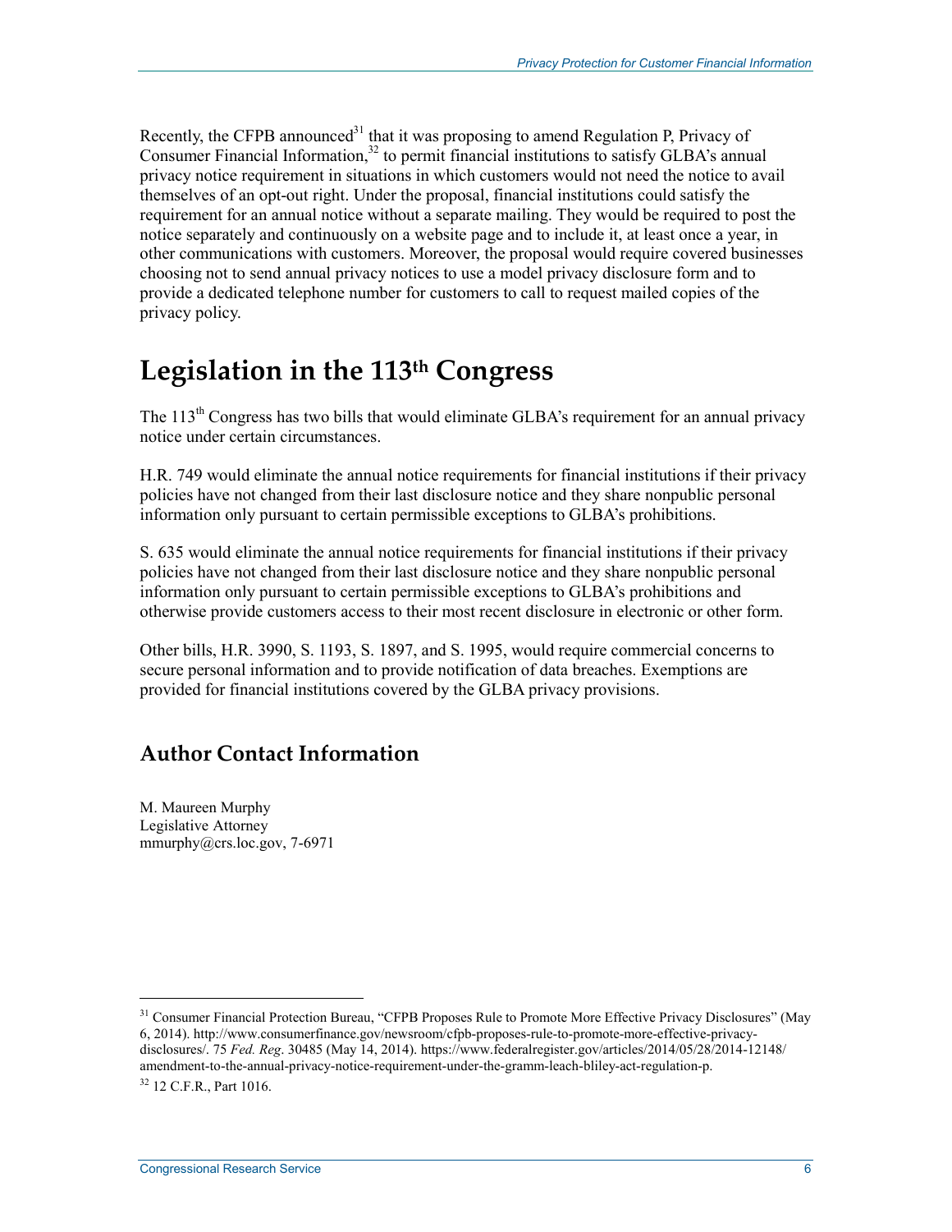Recently, the CFPB announced[31] that it was proposing to amend Regulation P, Privacy of Consumer Financial Information,[32] to permit financial institutions to satisfy GLBA's annual privacy notice requirement in situations in which customers would not need the notice to avail themselves of an opt-out right. Under the proposal, financial institutions could satisfy the requirement for an annual notice without a separate mailing. They would be required to post the notice separately and continuously on a website page and to include it, at least once a year, in other communications with customers. Moreover, the proposal would require covered businesses choosing not to send annual privacy notices to use a model privacy disclosure form and to provide a dedicated telephone number for customers to call to request mailed copies of the privacy policy.

# Legislation in the 113th Congress

The 113th Congress has two bills that would eliminate GLBA's requirement for an annual privacy notice under certain circumstances.

H.R. 749 would eliminate the annual notice requirements for financial institutions if their privacy policies have not changed from their last disclosure notice and they share nonpublic personal information only pursuant to certain permissible exceptions to GLBA's prohibitions.

S. 635 would eliminate the annual notice requirements for financial institutions if their privacy policies have not changed from their last disclosure notice and they share nonpublic personal information only pursuant to certain permissible exceptions to GLBA's prohibitions and otherwise provide customers access to their most recent disclosure in electronic or other form.

Other bills, H.R. 3990, S. 1193, S. 1897, and S. 1995, would require commercial concerns to secure personal information and to provide notification of data breaches. Exemptions are provided for financial institutions covered by the GLBA privacy provisions.

## Author Contact Information

M. Maureen Murphy
Legislative Attorney
mmurphy@crs.loc.gov, 7-6971

---

[31] Consumer Financial Protection Bureau, "CFPB Proposes Rule to Promote More Effective Privacy Disclosures" (May 6, 2014). http://www.consumerfinance.gov/newsroom/cfpb-proposes-rule-to-promote-more-effective-privacy-disclosures/. 75 *Fed. Reg*. 30485 (May 14, 2014). https://www.federalregister.gov/articles/2014/05/28/2014-12148/amendment-to-the-annual-privacy-notice-requirement-under-the-gramm-leach-bliley-act-regulation-p.

[32] 12 C.F.R., Part 1016.